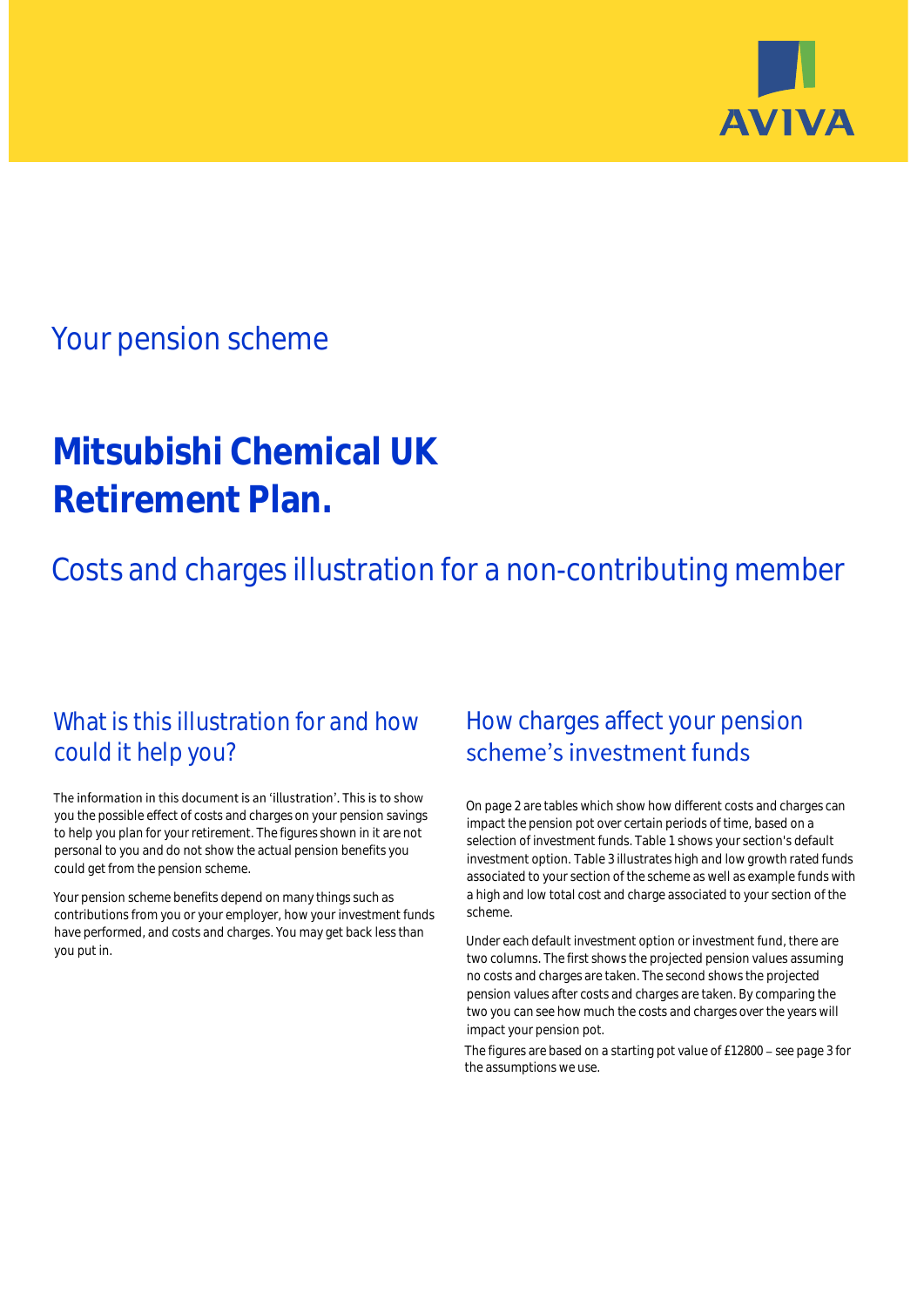AVIVA

## Your pension scheme

# Mitsubishi Chemical UK Retirement Plan.

## Costs and charges illustration for a non-contributing member

### What is this illustration for and how could it help you?

The information in this document is an 'illustration'. This is to show you the possible effect of costs and charges on your pension savings to help you plan for your retirement. The figures shown in it are not personal to you and do not show the actual pension benefits you could get from the pension scheme.

Your pension scheme benefits depend on many things such as contributions from you or your employer, how your investment funds have performed, and costs and charges. You may get back less than you put in.

### How charges affect your pension scheme's investment funds

On page 2 are tables which show how different costs and charges can impact the pension pot over certain periods of time, based on a selection of investment funds. Table 1 shows your section's default investment option. Table 3 illustrates high and low growth rated funds associated to your section of the scheme as well as example funds with a high and low total cost and charge associated to your section of the scheme.

Under each default investment option or investment fund, there are two columns. The first shows the projected pension values assuming no costs and charges are taken. The second shows the projected pension values after costs and charges are taken. By comparing the two you can see how much the costs and charges over the years will impact your pension pot.

The figures are based on a starting pot value of £12800 – see page 3 for the assumptions we use.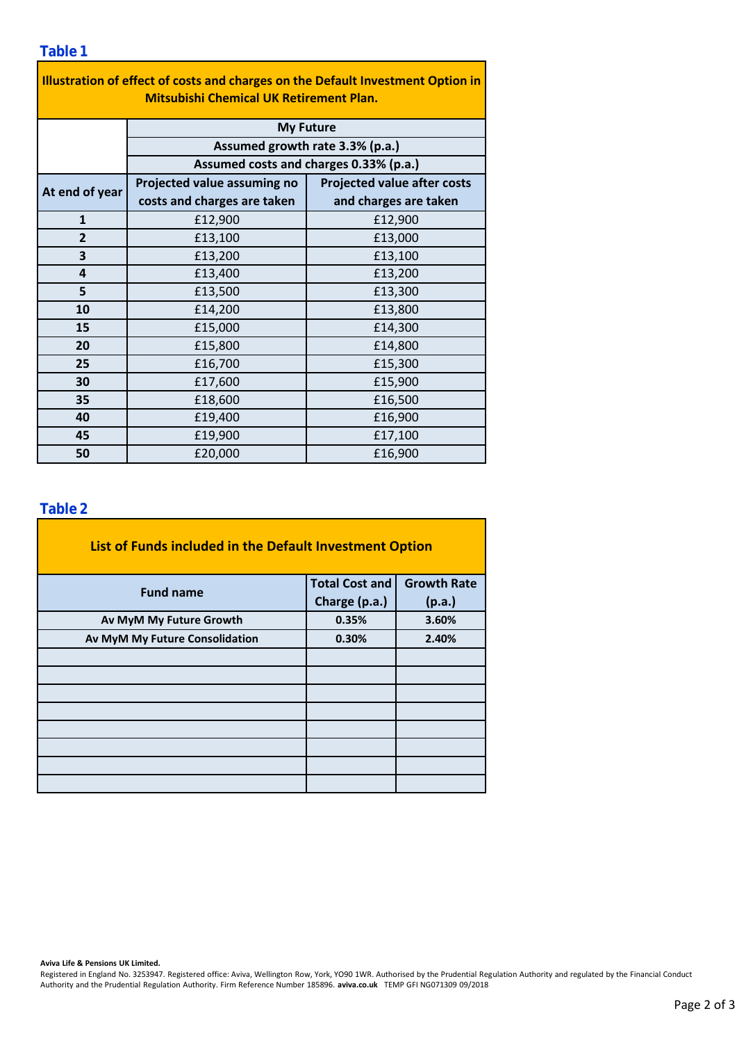## Table 1

| Illustration of effect of costs and charges on the Default Investment Option in Mitsubishi Chemical UK Retirement Plan. | | |
|---|---|---|
| | **My Future** | |
| | **Assumed growth rate 3.3% (p.a.)** | |
| | **Assumed costs and charges 0.33% (p.a.)** | |
| **At end of year** | **Projected value assuming no costs and charges are taken** | **Projected value after costs and charges are taken** |
| **1** | £12,900 | £12,900 |
| **2** | £13,100 | £13,000 |
| **3** | £13,200 | £13,100 |
| **4** | £13,400 | £13,200 |
| **5** | £13,500 | £13,300 |
| **10** | £14,200 | £13,800 |
| **15** | £15,000 | £14,300 |
| **20** | £15,800 | £14,800 |
| **25** | £16,700 | £15,300 |
| **30** | £17,600 | £15,900 |
| **35** | £18,600 | £16,500 |
| **40** | £19,400 | £16,900 |
| **45** | £19,900 | £17,100 |
| **50** | £20,000 | £16,900 |

## Table 2

| List of Funds included in the Default Investment Option | | |
|---|---|---|
| **Fund name** | **Total Cost and Charge (p.a.)** | **Growth Rate (p.a.)** |
| **Av MyM My Future Growth** | **0.35%** | **3.60%** |
| **Av MyM My Future Consolidation** | **0.30%** | **2.40%** |
| | | |
| | | |
| | | |
| | | |
| | | |
| | | |
| | | |
| | | |

**Aviva Life & Pensions UK Limited.**
Registered in England No. 3253947. Registered office: Aviva, Wellington Row, York, YO90 1WR. Authorised by the Prudential Regulation Authority and regulated by the Financial Conduct Authority and the Prudential Regulation Authority. Firm Reference Number 185896. **aviva.co.uk** TEMP GFI NG071309 09/2018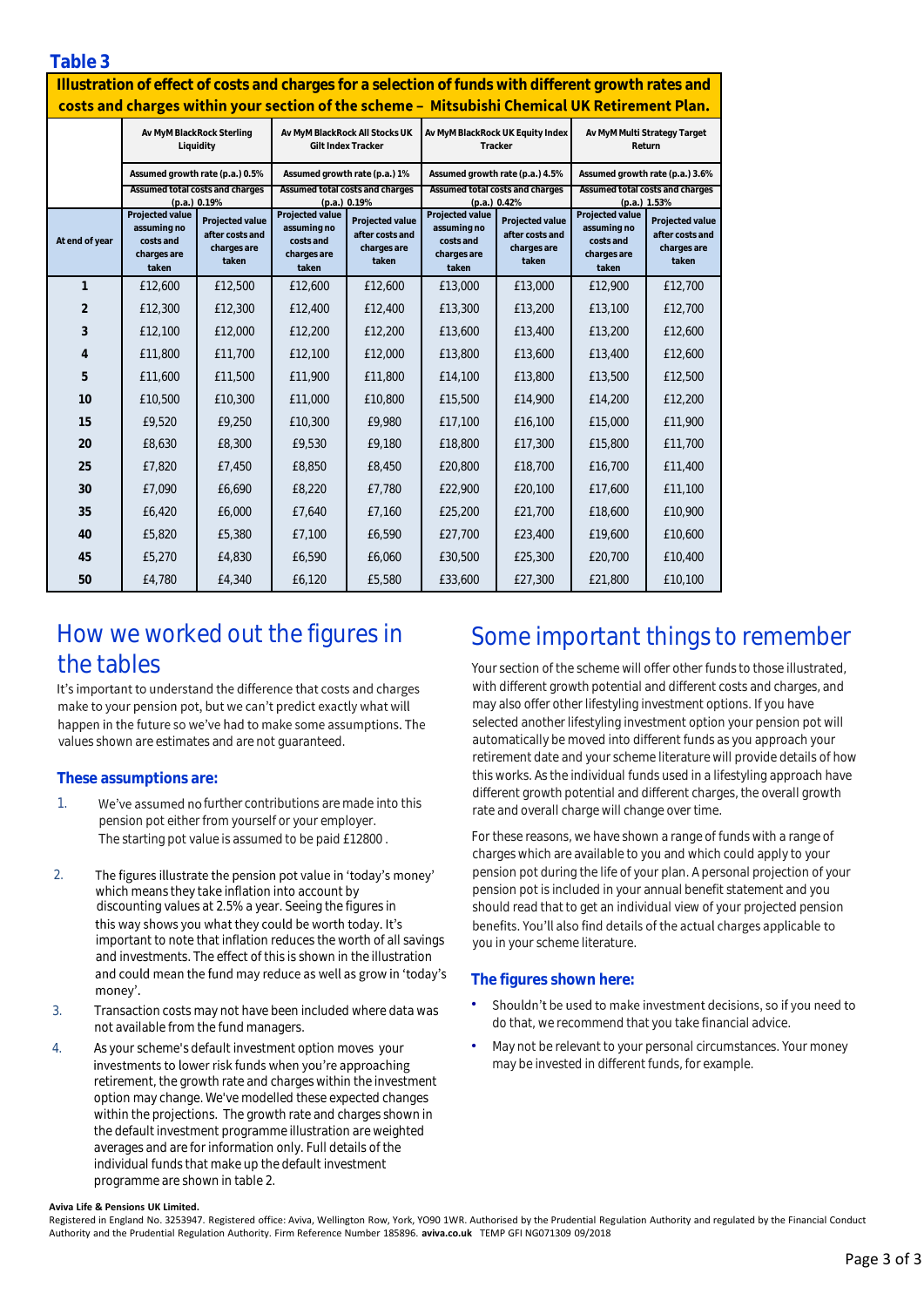## Table 3

**Illustration of effect of costs and charges for a selection of funds with different growth rates and costs and charges within your section of the scheme – Mitsubishi Chemical UK Retirement Plan.**

| | Av MyM BlackRock Sterling Liquidity | | Av MyM BlackRock All Stocks UK Gilt Index Tracker | | Av MyM BlackRock UK Equity Index Tracker | | Av MyM Multi Strategy Target Return | |
|---|---|---|---|---|---|---|---|---|
| | Assumed growth rate (p.a.) 0.5% | | Assumed growth rate (p.a.) 1% | | Assumed growth rate (p.a.) 4.5% | | Assumed growth rate (p.a.) 3.6% | |
| | Assumed total costs and charges (p.a.) 0.19% | | Assumed total costs and charges (p.a.) 0.19% | | Assumed total costs and charges (p.a.) 0.42% | | Assumed total costs and charges (p.a.) 1.53% | |
| At end of year | Projected value assuming no costs and charges are taken | Projected value after costs and charges are taken | Projected value assuming no costs and charges are taken | Projected value after costs and charges are taken | Projected value assuming no costs and charges are taken | Projected value after costs and charges are taken | Projected value assuming no costs and charges are taken | Projected value after costs and charges are taken |
| 1 | £12,600 | £12,500 | £12,600 | £12,600 | £13,000 | £13,000 | £12,900 | £12,700 |
| 2 | £12,300 | £12,300 | £12,400 | £12,400 | £13,300 | £13,200 | £13,100 | £12,700 |
| 3 | £12,100 | £12,000 | £12,200 | £12,200 | £13,600 | £13,400 | £13,200 | £12,600 |
| 4 | £11,800 | £11,700 | £12,100 | £12,000 | £13,800 | £13,600 | £13,400 | £12,600 |
| 5 | £11,600 | £11,500 | £11,900 | £11,800 | £14,100 | £13,800 | £13,500 | £12,500 |
| 10 | £10,500 | £10,300 | £11,000 | £10,800 | £15,500 | £14,900 | £14,200 | £12,200 |
| 15 | £9,520 | £9,250 | £10,300 | £9,980 | £17,100 | £16,100 | £15,000 | £11,900 |
| 20 | £8,630 | £8,300 | £9,530 | £9,180 | £18,800 | £17,300 | £15,800 | £11,700 |
| 25 | £7,820 | £7,450 | £8,850 | £8,450 | £20,800 | £18,700 | £16,700 | £11,400 |
| 30 | £7,090 | £6,690 | £8,220 | £7,780 | £22,900 | £20,100 | £17,600 | £11,100 |
| 35 | £6,420 | £6,000 | £7,640 | £7,160 | £25,200 | £21,700 | £18,600 | £10,900 |
| 40 | £5,820 | £5,380 | £7,100 | £6,590 | £27,700 | £23,400 | £19,600 | £10,600 |
| 45 | £5,270 | £4,830 | £6,590 | £6,060 | £30,500 | £25,300 | £20,700 | £10,400 |
| 50 | £4,780 | £4,340 | £6,120 | £5,580 | £33,600 | £27,300 | £21,800 | £10,100 |

# How we worked out the figures in the tables

It's important to understand the difference that costs and charges make to your pension pot, but we can't predict exactly what will happen in the future so we've had to make some assumptions. The values shown are estimates and are not guaranteed.

### These assumptions are:

1. We've assumed no further contributions are made into this pension pot either from yourself or your employer. The starting pot value is assumed to be paid £12800 .
2. The figures illustrate the pension pot value in 'today's money' which means they take inflation into account by discounting values at 2.5% a year. Seeing the figures in this way shows you what they could be worth today. It's important to note that inflation reduces the worth of all savings and investments. The effect of this is shown in the illustration and could mean the fund may reduce as well as grow in 'today's money'.
3. Transaction costs may not have been included where data was not available from the fund managers.
4. As your scheme's default investment option moves your investments to lower risk funds when you're approaching retirement, the growth rate and charges within the investment option may change. We've modelled these expected changes within the projections. The growth rate and charges shown in the default investment programme illustration are weighted averages and are for information only. Full details of the individual funds that make up the default investment programme are shown in table 2.

# Some important things to remember

Your section of the scheme will offer other funds to those illustrated, with different growth potential and different costs and charges, and may also offer other lifestyling investment options. If you have selected another lifestyling investment option your pension pot will automatically be moved into different funds as you approach your retirement date and your scheme literature will provide details of how this works. As the individual funds used in a lifestyling approach have different growth potential and different charges, the overall growth rate and overall charge will change over time.

For these reasons, we have shown a range of funds with a range of charges which are available to you and which could apply to your pension pot during the life of your plan. A personal projection of your pension pot is included in your annual benefit statement and you should read that to get an individual view of your projected pension benefits. You'll also find details of the actual charges applicable to you in your scheme literature.

### The figures shown here:

- Shouldn't be used to make investment decisions, so if you need to do that, we recommend that you take financial advice.
- May not be relevant to your personal circumstances. Your money may be invested in different funds, for example.

**Aviva Life & Pensions UK Limited.**
Registered in England No. 3253947. Registered office: Aviva, Wellington Row, York, YO90 1WR. Authorised by the Prudential Regulation Authority and regulated by the Financial Conduct Authority and the Prudential Regulation Authority. Firm Reference Number 185896. **aviva.co.uk** TEMP GFI NG071309 09/2018